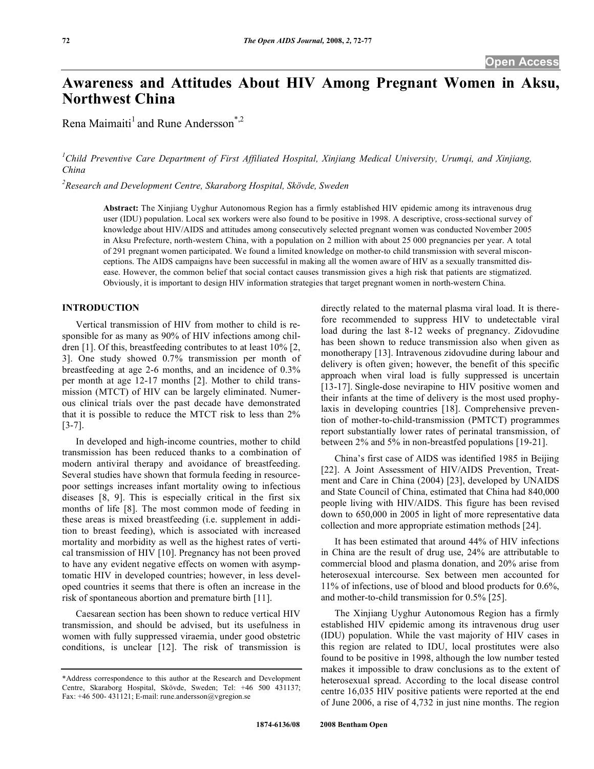Open Access

# Awareness and Attitudes About HIV Among Pregnant Women in Aksu, Northwest China

Rena Maimaiti[1] and Rune Andersson*[,2]

[1]Child Preventive Care Department of First Affiliated Hospital, Xinjiang Medical University, Urumqi, and Xinjiang, China

[2]Research and Development Centre, Skaraborg Hospital, Skövde, Sweden

**Abstract:** The Xinjiang Uyghur Autonomous Region has a firmly established HIV epidemic among its intravenous drug user (IDU) population. Local sex workers were also found to be positive in 1998. A descriptive, cross-sectional survey of knowledge about HIV/AIDS and attitudes among consecutively selected pregnant women was conducted November 2005 in Aksu Prefecture, north-western China, with a population on 2 million with about 25 000 pregnancies per year. A total of 291 pregnant women participated. We found a limited knowledge on mother-to child transmission with several misconceptions. The AIDS campaigns have been successful in making all the women aware of HIV as a sexually transmitted disease. However, the common belief that social contact causes transmission gives a high risk that patients are stigmatized. Obviously, it is important to design HIV information strategies that target pregnant women in north-western China.

## INTRODUCTION

Vertical transmission of HIV from mother to child is responsible for as many as 90% of HIV infections among children [1]. Of this, breastfeeding contributes to at least 10% [2, 3]. One study showed 0.7% transmission per month of breastfeeding at age 2-6 months, and an incidence of 0.3% per month at age 12-17 months [2]. Mother to child transmission (MTCT) of HIV can be largely eliminated. Numerous clinical trials over the past decade have demonstrated that it is possible to reduce the MTCT risk to less than 2% [3-7].

In developed and high-income countries, mother to child transmission has been reduced thanks to a combination of modern antiviral therapy and avoidance of breastfeeding. Several studies have shown that formula feeding in resource-poor settings increases infant mortality owing to infectious diseases [8, 9]. This is especially critical in the first six months of life [8]. The most common mode of feeding in these areas is mixed breastfeeding (i.e. supplement in addition to breast feeding), which is associated with increased mortality and morbidity as well as the highest rates of vertical transmission of HIV [10]. Pregnancy has not been proved to have any evident negative effects on women with asymptomatic HIV in developed countries; however, in less developed countries it seems that there is often an increase in the risk of spontaneous abortion and premature birth [11].

Caesarean section has been shown to reduce vertical HIV transmission, and should be advised, but its usefulness in women with fully suppressed viraemia, under good obstetric conditions, is unclear [12]. The risk of transmission is directly related to the maternal plasma viral load. It is therefore recommended to suppress HIV to undetectable viral load during the last 8-12 weeks of pregnancy. Zidovudine has been shown to reduce transmission also when given as monotherapy [13]. Intravenous zidovudine during labour and delivery is often given; however, the benefit of this specific approach when viral load is fully suppressed is uncertain [13-17]. Single-dose nevirapine to HIV positive women and their infants at the time of delivery is the most used prophylaxis in developing countries [18]. Comprehensive prevention of mother-to-child-transmission (PMTCT) programmes report substantially lower rates of perinatal transmission, of between 2% and 5% in non-breastfed populations [19-21].

China's first case of AIDS was identified 1985 in Beijing [22]. A Joint Assessment of HIV/AIDS Prevention, Treatment and Care in China (2004) [23], developed by UNAIDS and State Council of China, estimated that China had 840,000 people living with HIV/AIDS. This figure has been revised down to 650,000 in 2005 in light of more representative data collection and more appropriate estimation methods [24].

It has been estimated that around 44% of HIV infections in China are the result of drug use, 24% are attributable to commercial blood and plasma donation, and 20% arise from heterosexual intercourse. Sex between men accounted for 11% of infections, use of blood and blood products for 0.6%, and mother-to-child transmission for 0.5% [25].

The Xinjiang Uyghur Autonomous Region has a firmly established HIV epidemic among its intravenous drug user (IDU) population. While the vast majority of HIV cases in this region are related to IDU, local prostitutes were also found to be positive in 1998, although the low number tested makes it impossible to draw conclusions as to the extent of heterosexual spread. According to the local disease control centre 16,035 HIV positive patients were reported at the end of June 2006, a rise of 4,732 in just nine months. The region

*Address correspondence to this author at the Research and Development Centre, Skaraborg Hospital, Skövde, Sweden; Tel: +46 500 431137; Fax: +46 500- 431121; E-mail: rune.andersson@vgregion.se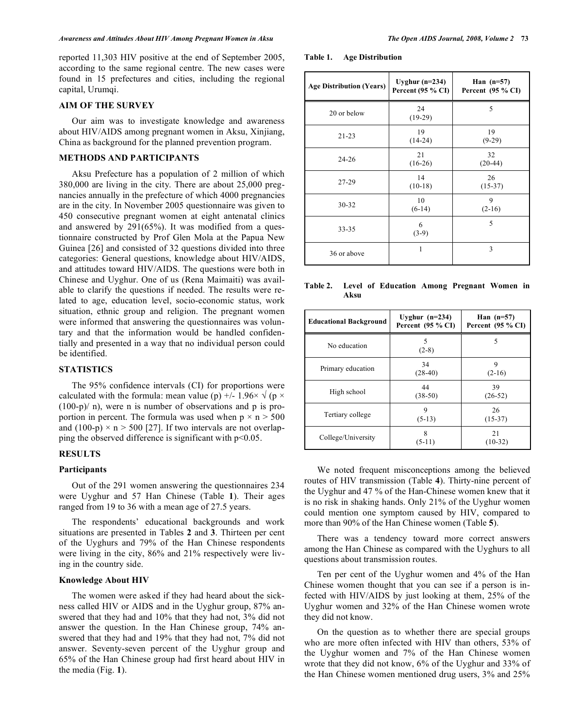reported 11,303 HIV positive at the end of September 2005, according to the same regional centre. The new cases were found in 15 prefectures and cities, including the regional capital, Urumqi.

## AIM OF THE SURVEY

Our aim was to investigate knowledge and awareness about HIV/AIDS among pregnant women in Aksu, Xinjiang, China as background for the planned prevention program.

## METHODS AND PARTICIPANTS

Aksu Prefecture has a population of 2 million of which 380,000 are living in the city. There are about 25,000 pregnancies annually in the prefecture of which 4000 pregnancies are in the city. In November 2005 questionnaire was given to 450 consecutive pregnant women at eight antenatal clinics and answered by 291(65%). It was modified from a questionnaire constructed by Prof Glen Mola at the Papua New Guinea [26] and consisted of 32 questions divided into three categories: General questions, knowledge about HIV/AIDS, and attitudes toward HIV/AIDS. The questions were both in Chinese and Uyghur. One of us (Rena Maimaiti) was available to clarify the questions if needed. The results were related to age, education level, socio-economic status, work situation, ethnic group and religion. The pregnant women were informed that answering the questionnaires was voluntary and that the information would be handled confidentially and presented in a way that no individual person could be identified.

## STATISTICS

The 95% confidence intervals (CI) for proportions were calculated with the formula: mean value (p) $+/- 1.96\times \sqrt{(p \times (100\text{-}p)/ n)}$, were n is number of observations and p is proportion in percent. The formula was used when $p \times n > 500$ and $(100\text{-}p) \times n > 500$ [27]. If two intervals are not overlapping the observed difference is significant with $p<0.05$.

## RESULTS

### Participants

Out of the 291 women answering the questionnaires 234 were Uyghur and 57 Han Chinese (Table **1**). Their ages ranged from 19 to 36 with a mean age of 27.5 years.

The respondents' educational backgrounds and work situations are presented in Tables **2** and **3**. Thirteen per cent of the Uyghurs and 79% of the Han Chinese respondents were living in the city, 86% and 21% respectively were living in the country side.

### Knowledge About HIV

The women were asked if they had heard about the sickness called HIV or AIDS and in the Uyghur group, 87% answered that they had and 10% that they had not, 3% did not answer the question. In the Han Chinese group, 74% answered that they had and 19% that they had not, 7% did not answer. Seventy-seven percent of the Uyghur group and 65% of the Han Chinese group had first heard about HIV in the media (Fig. **1**).

**Table 1. Age Distribution**

| Age Distribution (Years) | Uyghur (n=234) Percent (95 % CI) | Han (n=57) Percent (95 % CI) |
|---|---|---|
| 20 or below | 24 (19-29) | 5 |
| 21-23 | 19 (14-24) | 19 (9-29) |
| 24-26 | 21 (16-26) | 32 (20-44) |
| 27-29 | 14 (10-18) | 26 (15-37) |
| 30-32 | 10 (6-14) | 9 (2-16) |
| 33-35 | 6 (3-9) | 5 |
| 36 or above | 1 | 3 |

**Table 2. Level of Education Among Pregnant Women in Aksu**

| Educational Background | Uyghur (n=234) Percent (95 % CI) | Han (n=57) Percent (95 % CI) |
|---|---|---|
| No education | 5 (2-8) | 5 |
| Primary education | 34 (28-40) | 9 (2-16) |
| High school | 44 (38-50) | 39 (26-52) |
| Tertiary college | 9 (5-13) | 26 (15-37) |
| College/University | 8 (5-11) | 21 (10-32) |

We noted frequent misconceptions among the believed routes of HIV transmission (Table **4**). Thirty-nine percent of the Uyghur and 47 % of the Han-Chinese women knew that it is no risk in shaking hands. Only 21% of the Uyghur women could mention one symptom caused by HIV, compared to more than 90% of the Han Chinese women (Table **5**).

There was a tendency toward more correct answers among the Han Chinese as compared with the Uyghurs to all questions about transmission routes.

Ten per cent of the Uyghur women and 4% of the Han Chinese women thought that you can see if a person is infected with HIV/AIDS by just looking at them, 25% of the Uyghur women and 32% of the Han Chinese women wrote they did not know.

On the question as to whether there are special groups who are more often infected with HIV than others, 53% of the Uyghur women and 7% of the Han Chinese women wrote that they did not know, 6% of the Uyghur and 33% of the Han Chinese women mentioned drug users, 3% and 25%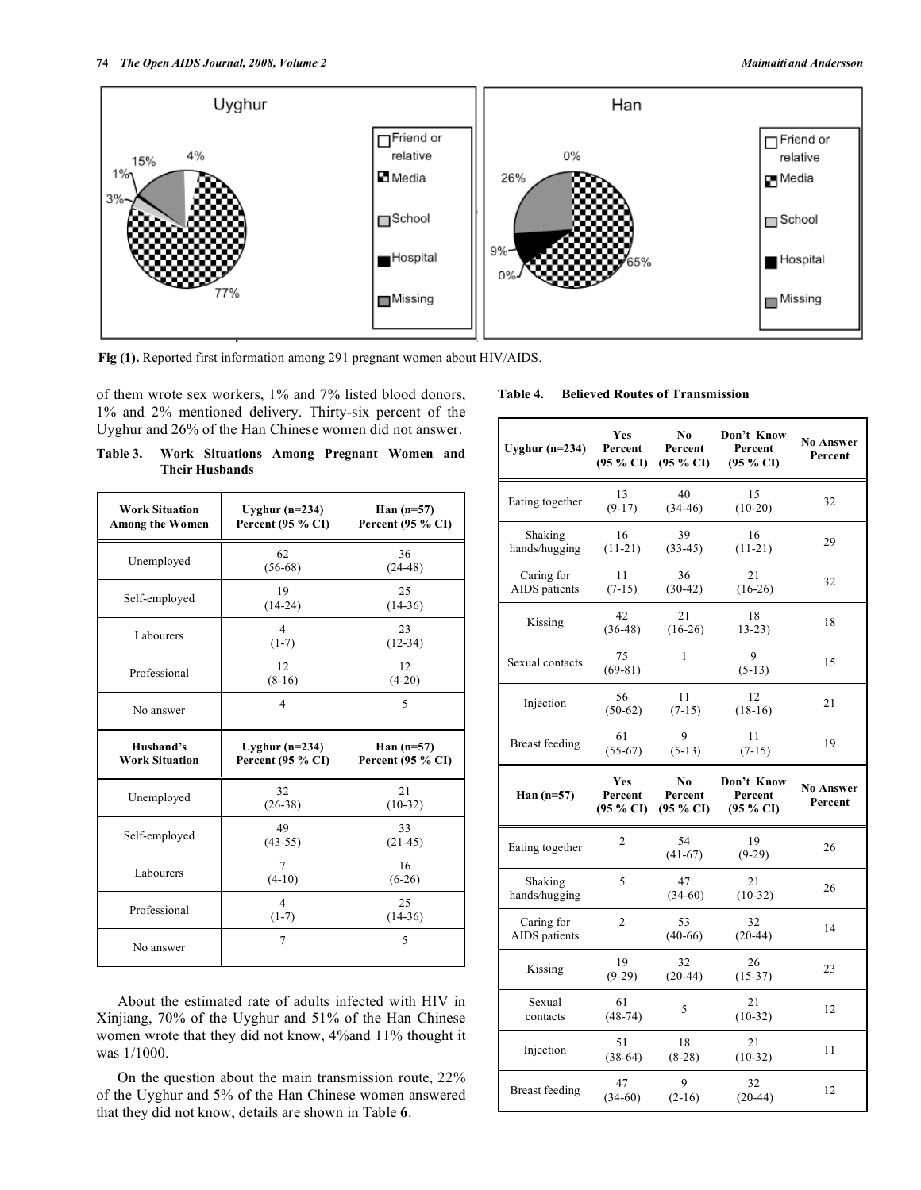Fig (1). Reported first information among 291 pregnant women about HIV/AIDS.

of them wrote sex workers, 1% and 7% listed blood donors, 1% and 2% mentioned delivery. Thirty-six percent of the Uyghur and 26% of the Han Chinese women did not answer.

**Table 3. Work Situations Among Pregnant Women and Their Husbands**

| Work Situation Among the Women | Uyghur (n=234) Percent (95 % CI) | Han (n=57) Percent (95 % CI) |
|---|---|---|
| Unemployed | 62 (56-68) | 36 (24-48) |
| Self-employed | 19 (14-24) | 25 (14-36) |
| Labourers | 4 (1-7) | 23 (12-34) |
| Professional | 12 (8-16) | 12 (4-20) |
| No answer | 4 | 5 |
| **Husband's Work Situation** | **Uyghur (n=234) Percent (95 % CI)** | **Han (n=57) Percent (95 % CI)** |
| Unemployed | 32 (26-38) | 21 (10-32) |
| Self-employed | 49 (43-55) | 33 (21-45) |
| Labourers | 7 (4-10) | 16 (6-26) |
| Professional | 4 (1-7) | 25 (14-36) |
| No answer | 7 | 5 |

About the estimated rate of adults infected with HIV in Xinjiang, 70% of the Uyghur and 51% of the Han Chinese women wrote that they did not know, 4%and 11% thought it was 1/1000.

On the question about the main transmission route, 22% of the Uyghur and 5% of the Han Chinese women answered that they did not know, details are shown in Table **6**.

**Table 4. Believed Routes of Transmission**

| Uyghur (n=234) | Yes Percent (95 % CI) | No Percent (95 % CI) | Don't Know Percent (95 % CI) | No Answer Percent |
|---|---|---|---|---|
| Eating together | 13 (9-17) | 40 (34-46) | 15 (10-20) | 32 |
| Shaking hands/hugging | 16 (11-21) | 39 (33-45) | 16 (11-21) | 29 |
| Caring for AIDS patients | 11 (7-15) | 36 (30-42) | 21 (16-26) | 32 |
| Kissing | 42 (36-48) | 21 (16-26) | 18 13-23) | 18 |
| Sexual contacts | 75 (69-81) | 1 | 9 (5-13) | 15 |
| Injection | 56 (50-62) | 11 (7-15) | 12 (18-16) | 21 |
| Breast feeding | 61 (55-67) | 9 (5-13) | 11 (7-15) | 19 |
| **Han (n=57)** | **Yes Percent (95 % CI)** | **No Percent (95 % CI)** | **Don't Know Percent (95 % CI)** | **No Answer Percent** |
| Eating together | 2 | 54 (41-67) | 19 (9-29) | 26 |
| Shaking hands/hugging | 5 | 47 (34-60) | 21 (10-32) | 26 |
| Caring for AIDS patients | 2 | 53 (40-66) | 32 (20-44) | 14 |
| Kissing | 19 (9-29) | 32 (20-44) | 26 (15-37) | 23 |
| Sexual contacts | 61 (48-74) | 5 | 21 (10-32) | 12 |
| Injection | 51 (38-64) | 18 (8-28) | 21 (10-32) | 11 |
| Breast feeding | 47 (34-60) | 9 (2-16) | 32 (20-44) | 12 |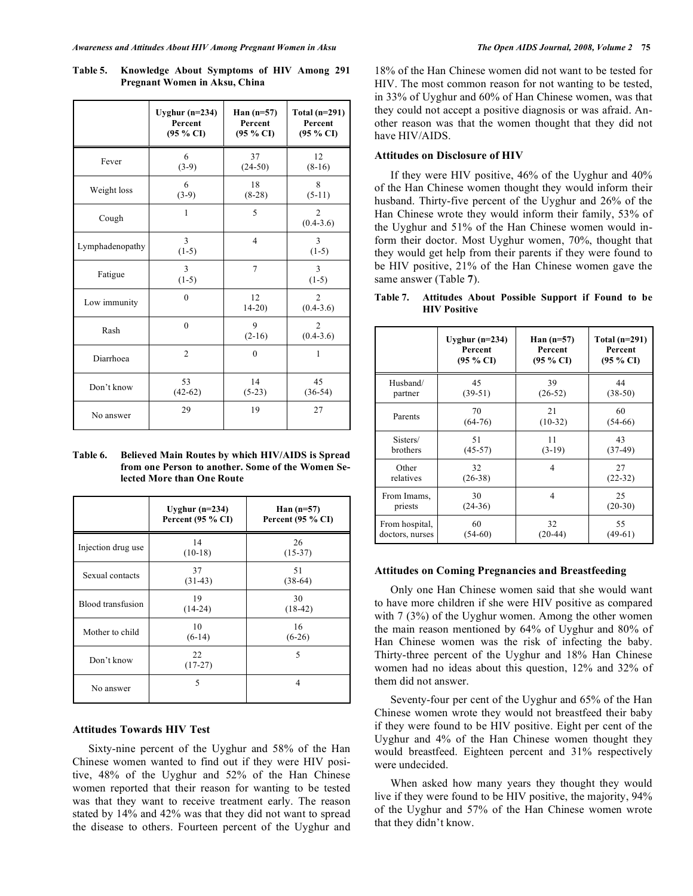**Table 5. Knowledge About Symptoms of HIV Among 291 Pregnant Women in Aksu, China**

| | Uyghur (n=234) Percent (95 % CI) | Han (n=57) Percent (95 % CI) | Total (n=291) Percent (95 % CI) |
|---|---|---|---|
| Fever | 6 (3-9) | 37 (24-50) | 12 (8-16) |
| Weight loss | 6 (3-9) | 18 (8-28) | 8 (5-11) |
| Cough | 1 | 5 | 2 (0.4-3.6) |
| Lymphadenopathy | 3 (1-5) | 4 | 3 (1-5) |
| Fatigue | 3 (1-5) | 7 | 3 (1-5) |
| Low immunity | 0 | 12 14-20) | 2 (0.4-3.6) |
| Rash | 0 | 9 (2-16) | 2 (0.4-3.6) |
| Diarrhoea | 2 | 0 | 1 |
| Don't know | 53 (42-62) | 14 (5-23) | 45 (36-54) |
| No answer | 29 | 19 | 27 |

**Table 6. Believed Main Routes by which HIV/AIDS is Spread from one Person to another. Some of the Women Selected More than One Route**

| | Uyghur (n=234) Percent (95 % CI) | Han (n=57) Percent (95 % CI) |
|---|---|---|
| Injection drug use | 14 (10-18) | 26 (15-37) |
| Sexual contacts | 37 (31-43) | 51 (38-64) |
| Blood transfusion | 19 (14-24) | 30 (18-42) |
| Mother to child | 10 (6-14) | 16 (6-26) |
| Don't know | 22 (17-27) | 5 |
| No answer | 5 | 4 |

### Attitudes Towards HIV Test

Sixty-nine percent of the Uyghur and 58% of the Han Chinese women wanted to find out if they were HIV positive, 48% of the Uyghur and 52% of the Han Chinese women reported that their reason for wanting to be tested was that they want to receive treatment early. The reason stated by 14% and 42% was that they did not want to spread the disease to others. Fourteen percent of the Uyghur and 18% of the Han Chinese women did not want to be tested for HIV. The most common reason for not wanting to be tested, in 33% of Uyghur and 60% of Han Chinese women, was that they could not accept a positive diagnosis or was afraid. Another reason was that the women thought that they did not have HIV/AIDS.

### Attitudes on Disclosure of HIV

If they were HIV positive, 46% of the Uyghur and 40% of the Han Chinese women thought they would inform their husband. Thirty-five percent of the Uyghur and 26% of the Han Chinese wrote they would inform their family, 53% of the Uyghur and 51% of the Han Chinese women would inform their doctor. Most Uyghur women, 70%, thought that they would get help from their parents if they were found to be HIV positive, 21% of the Han Chinese women gave the same answer (Table **7**).

**Table 7. Attitudes About Possible Support if Found to be HIV Positive**

| | Uyghur (n=234) Percent (95 % CI) | Han (n=57) Percent (95 % CI) | Total (n=291) Percent (95 % CI) |
|---|---|---|---|
| Husband/ partner | 45 (39-51) | 39 (26-52) | 44 (38-50) |
| Parents | 70 (64-76) | 21 (10-32) | 60 (54-66) |
| Sisters/ brothers | 51 (45-57) | 11 (3-19) | 43 (37-49) |
| Other relatives | 32 (26-38) | 4 | 27 (22-32) |
| From Imams, priests | 30 (24-36) | 4 | 25 (20-30) |
| From hospital, doctors, nurses | 60 (54-60) | 32 (20-44) | 55 (49-61) |

### Attitudes on Coming Pregnancies and Breastfeeding

Only one Han Chinese women said that she would want to have more children if she were HIV positive as compared with 7 (3%) of the Uyghur women. Among the other women the main reason mentioned by 64% of Uyghur and 80% of Han Chinese women was the risk of infecting the baby. Thirty-three percent of the Uyghur and 18% Han Chinese women had no ideas about this question, 12% and 32% of them did not answer.

Seventy-four per cent of the Uyghur and 65% of the Han Chinese women wrote they would not breastfeed their baby if they were found to be HIV positive. Eight per cent of the Uyghur and 4% of the Han Chinese women thought they would breastfeed. Eighteen percent and 31% respectively were undecided.

When asked how many years they thought they would live if they were found to be HIV positive, the majority, 94% of the Uyghur and 57% of the Han Chinese women wrote that they didn't know.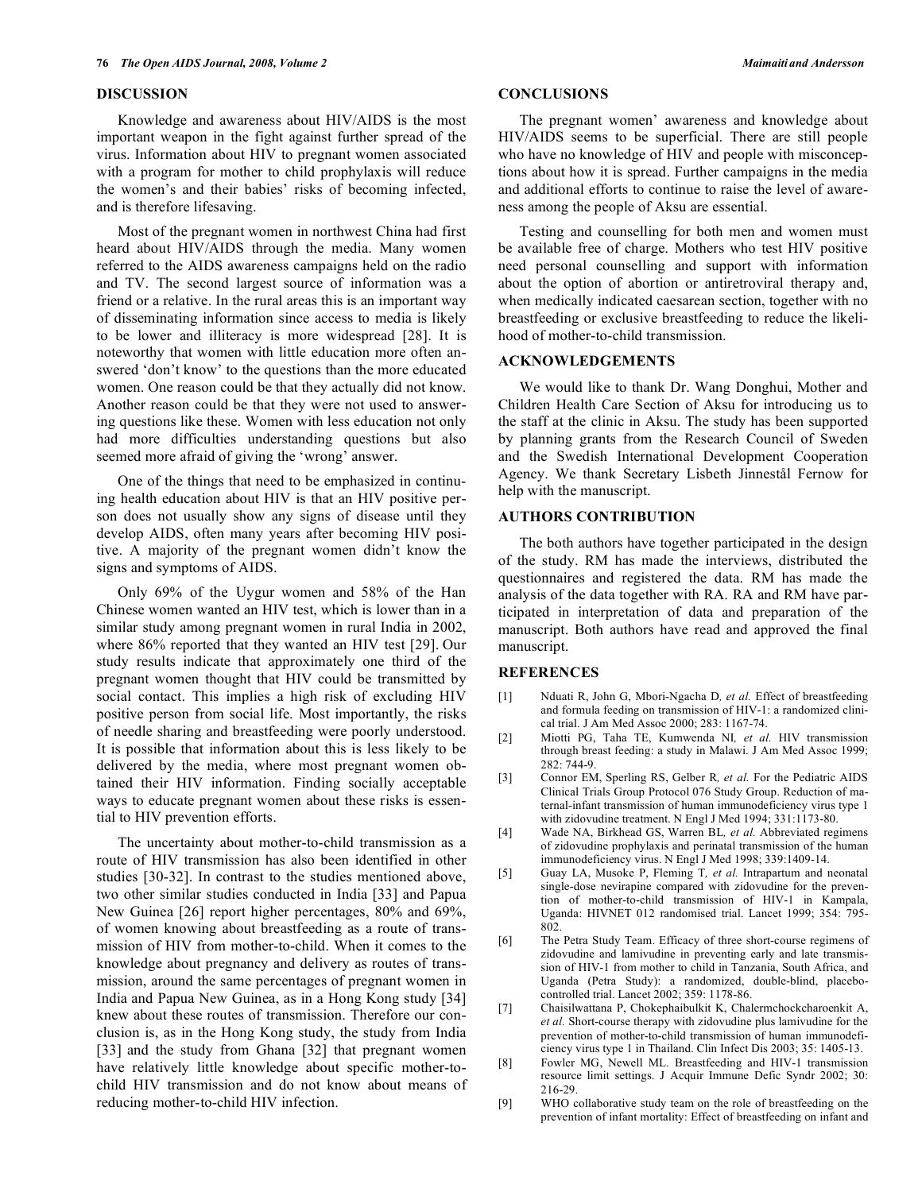## DISCUSSION

Knowledge and awareness about HIV/AIDS is the most important weapon in the fight against further spread of the virus. Information about HIV to pregnant women associated with a program for mother to child prophylaxis will reduce the women's and their babies' risks of becoming infected, and is therefore lifesaving.

Most of the pregnant women in northwest China had first heard about HIV/AIDS through the media. Many women referred to the AIDS awareness campaigns held on the radio and TV. The second largest source of information was a friend or a relative. In the rural areas this is an important way of disseminating information since access to media is likely to be lower and illiteracy is more widespread [28]. It is noteworthy that women with little education more often answered 'don't know' to the questions than the more educated women. One reason could be that they actually did not know. Another reason could be that they were not used to answering questions like these. Women with less education not only had more difficulties understanding questions but also seemed more afraid of giving the 'wrong' answer.

One of the things that need to be emphasized in continuing health education about HIV is that an HIV positive person does not usually show any signs of disease until they develop AIDS, often many years after becoming HIV positive. A majority of the pregnant women didn't know the signs and symptoms of AIDS.

Only 69% of the Uygur women and 58% of the Han Chinese women wanted an HIV test, which is lower than in a similar study among pregnant women in rural India in 2002, where 86% reported that they wanted an HIV test [29]. Our study results indicate that approximately one third of the pregnant women thought that HIV could be transmitted by social contact. This implies a high risk of excluding HIV positive person from social life. Most importantly, the risks of needle sharing and breastfeeding were poorly understood. It is possible that information about this is less likely to be delivered by the media, where most pregnant women obtained their HIV information. Finding socially acceptable ways to educate pregnant women about these risks is essential to HIV prevention efforts.

The uncertainty about mother-to-child transmission as a route of HIV transmission has also been identified in other studies [30-32]. In contrast to the studies mentioned above, two other similar studies conducted in India [33] and Papua New Guinea [26] report higher percentages, 80% and 69%, of women knowing about breastfeeding as a route of transmission of HIV from mother-to-child. When it comes to the knowledge about pregnancy and delivery as routes of transmission, around the same percentages of pregnant women in India and Papua New Guinea, as in a Hong Kong study [34] knew about these routes of transmission. Therefore our conclusion is, as in the Hong Kong study, the study from India [33] and the study from Ghana [32] that pregnant women have relatively little knowledge about specific mother-to-child HIV transmission and do not know about means of reducing mother-to-child HIV infection.

## CONCLUSIONS

The pregnant women' awareness and knowledge about HIV/AIDS seems to be superficial. There are still people who have no knowledge of HIV and people with misconceptions about how it is spread. Further campaigns in the media and additional efforts to continue to raise the level of awareness among the people of Aksu are essential.

Testing and counselling for both men and women must be available free of charge. Mothers who test HIV positive need personal counselling and support with information about the option of abortion or antiretroviral therapy and, when medically indicated caesarean section, together with no breastfeeding or exclusive breastfeeding to reduce the likelihood of mother-to-child transmission.

## ACKNOWLEDGEMENTS

We would like to thank Dr. Wang Donghui, Mother and Children Health Care Section of Aksu for introducing us to the staff at the clinic in Aksu. The study has been supported by planning grants from the Research Council of Sweden and the Swedish International Development Cooperation Agency. We thank Secretary Lisbeth Jinnestål Fernow for help with the manuscript.

## AUTHORS CONTRIBUTION

The both authors have together participated in the design of the study. RM has made the interviews, distributed the questionnaires and registered the data. RM has made the analysis of the data together with RA. RA and RM have participated in interpretation of data and preparation of the manuscript. Both authors have read and approved the final manuscript.

## REFERENCES

[1] Nduati R, John G, Mbori-Ngacha D, *et al.* Effect of breastfeeding and formula feeding on transmission of HIV-1: a randomized clinical trial. J Am Med Assoc 2000; 283: 1167-74.

[2] Miotti PG, Taha TE, Kumwenda NI, *et al.* HIV transmission through breast feeding: a study in Malawi. J Am Med Assoc 1999; 282: 744-9.

[3] Connor EM, Sperling RS, Gelber R, *et al.* For the Pediatric AIDS Clinical Trials Group Protocol 076 Study Group. Reduction of maternal-infant transmission of human immunodeficiency virus type 1 with zidovudine treatment. N Engl J Med 1994; 331:1173-80.

[4] Wade NA, Birkhead GS, Warren BL, *et al.* Abbreviated regimens of zidovudine prophylaxis and perinatal transmission of the human immunodeficiency virus. N Engl J Med 1998; 339:1409-14.

[5] Guay LA, Musoke P, Fleming T, *et al.* Intrapartum and neonatal single-dose nevirapine compared with zidovudine for the prevention of mother-to-child transmission of HIV-1 in Kampala, Uganda: HIVNET 012 randomised trial. Lancet 1999; 354: 795-802.

[6] The Petra Study Team. Efficacy of three short-course regimens of zidovudine and lamivudine in preventing early and late transmission of HIV-1 from mother to child in Tanzania, South Africa, and Uganda (Petra Study): a randomized, double-blind, placebo-controlled trial. Lancet 2002; 359: 1178-86.

[7] Chaisilwattana P, Chokephaibulkit K, Chalermchockcharoenkit A, *et al.* Short-course therapy with zidovudine plus lamivudine for the prevention of mother-to-child transmission of human immunodeficiency virus type 1 in Thailand. Clin Infect Dis 2003; 35: 1405-13.

[8] Fowler MG, Newell ML. Breastfeeding and HIV-1 transmission resource limit settings. J Acquir Immune Defic Syndr 2002; 30: 216-29.

[9] WHO collaborative study team on the role of breastfeeding on the prevention of infant mortality: Effect of breastfeeding on infant and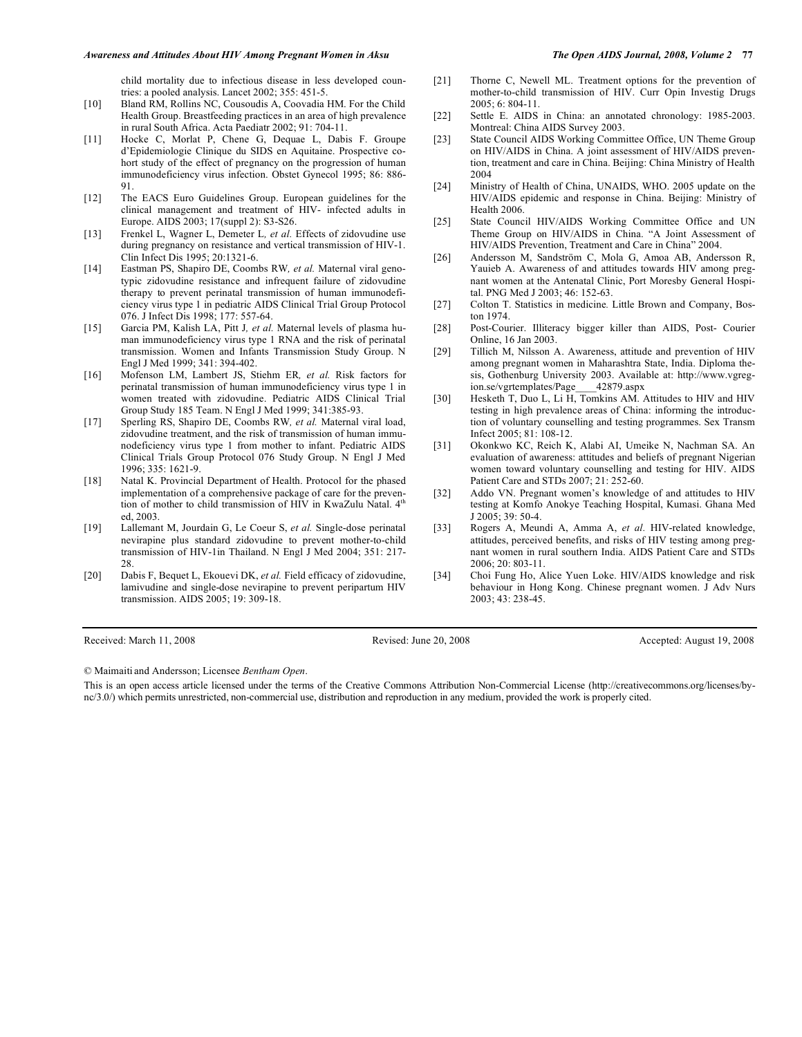child mortality due to infectious disease in less developed countries: a pooled analysis. Lancet 2002; 355: 451-5.

[10] Bland RM, Rollins NC, Cousoudis A, Coovadia HM. For the Child Health Group. Breastfeeding practices in an area of high prevalence in rural South Africa. Acta Paediatr 2002; 91: 704-11.

[11] Hocke C, Morlat P, Chene G, Dequae L, Dabis F. Groupe d'Epidemiologie Clinique du SIDS en Aquitaine. Prospective cohort study of the effect of pregnancy on the progression of human immunodeficiency virus infection. Obstet Gynecol 1995; 86: 886-91.

[12] The EACS Euro Guidelines Group. European guidelines for the clinical management and treatment of HIV- infected adults in Europe. AIDS 2003; 17(suppl 2): S3-S26.

[13] Frenkel L, Wagner L, Demeter L, *et al.* Effects of zidovudine use during pregnancy on resistance and vertical transmission of HIV-1. Clin Infect Dis 1995; 20:1321-6.

[14] Eastman PS, Shapiro DE, Coombs RW, *et al.* Maternal viral genotypic zidovudine resistance and infrequent failure of zidovudine therapy to prevent perinatal transmission of human immunodeficiency virus type 1 in pediatric AIDS Clinical Trial Group Protocol 076. J Infect Dis 1998; 177: 557-64.

[15] Garcia PM, Kalish LA, Pitt J, *et al.* Maternal levels of plasma human immunodeficiency virus type 1 RNA and the risk of perinatal transmission. Women and Infants Transmission Study Group. N Engl J Med 1999; 341: 394-402.

[16] Mofenson LM, Lambert JS, Stiehm ER, *et al.* Risk factors for perinatal transmission of human immunodeficiency virus type 1 in women treated with zidovudine. Pediatric AIDS Clinical Trial Group Study 185 Team. N Engl J Med 1999; 341:385-93.

[17] Sperling RS, Shapiro DE, Coombs RW, *et al.* Maternal viral load, zidovudine treatment, and the risk of transmission of human immunodeficiency virus type 1 from mother to infant. Pediatric AIDS Clinical Trials Group Protocol 076 Study Group. N Engl J Med 1996; 335: 1621-9.

[18] Natal K. Provincial Department of Health. Protocol for the phased implementation of a comprehensive package of care for the prevention of mother to child transmission of HIV in KwaZulu Natal. 4th ed, 2003.

[19] Lallemant M, Jourdain G, Le Coeur S, *et al.* Single-dose perinatal nevirapine plus standard zidovudine to prevent mother-to-child transmission of HIV-1in Thailand. N Engl J Med 2004; 351: 217-28.

[20] Dabis F, Bequet L, Ekouevi DK, *et al.* Field efficacy of zidovudine, lamivudine and single-dose nevirapine to prevent peripartum HIV transmission. AIDS 2005; 19: 309-18.

[21] Thorne C, Newell ML. Treatment options for the prevention of mother-to-child transmission of HIV. Curr Opin Investig Drugs 2005; 6: 804-11.

[22] Settle E. AIDS in China: an annotated chronology: 1985-2003. Montreal: China AIDS Survey 2003.

[23] State Council AIDS Working Committee Office, UN Theme Group on HIV/AIDS in China. A joint assessment of HIV/AIDS prevention, treatment and care in China. Beijing: China Ministry of Health 2004

[24] Ministry of Health of China, UNAIDS, WHO. 2005 update on the HIV/AIDS epidemic and response in China. Beijing: Ministry of Health 2006.

[25] State Council HIV/AIDS Working Committee Office and UN Theme Group on HIV/AIDS in China. "A Joint Assessment of HIV/AIDS Prevention, Treatment and Care in China" 2004.

[26] Andersson M, Sandström C, Mola G, Amoa AB, Andersson R, Yauieb A. Awareness of and attitudes towards HIV among pregnant women at the Antenatal Clinic, Port Moresby General Hospital. PNG Med J 2003; 46: 152-63.

[27] Colton T. Statistics in medicine. Little Brown and Company, Boston 1974.

[28] Post-Courier. Illiteracy bigger killer than AIDS, Post- Courier Online, 16 Jan 2003.

[29] Tillich M, Nilsson A. Awareness, attitude and prevention of HIV among pregnant women in Maharashtra State, India. Diploma thesis, Gothenburg University 2003. Available at: http://www.vgregion.se/vgrtemplates/Page____42879.aspx

[30] Hesketh T, Duo L, Li H, Tomkins AM. Attitudes to HIV and HIV testing in high prevalence areas of China: informing the introduction of voluntary counselling and testing programmes. Sex Transm Infect 2005; 81: 108-12.

[31] Okonkwo KC, Reich K, Alabi AI, Umeike N, Nachman SA. An evaluation of awareness: attitudes and beliefs of pregnant Nigerian women toward voluntary counselling and testing for HIV. AIDS Patient Care and STDs 2007; 21: 252-60.

[32] Addo VN. Pregnant women's knowledge of and attitudes to HIV testing at Komfo Anokye Teaching Hospital, Kumasi. Ghana Med J 2005; 39: 50-4.

[33] Rogers A, Meundi A, Amma A, *et al.* HIV-related knowledge, attitudes, perceived benefits, and risks of HIV testing among pregnant women in rural southern India. AIDS Patient Care and STDs 2006; 20: 803-11.

[34] Choi Fung Ho, Alice Yuen Loke. HIV/AIDS knowledge and risk behaviour in Hong Kong. Chinese pregnant women. J Adv Nurs 2003; 43: 238-45.

Received: March 11, 2008 Revised: June 20, 2008 Accepted: August 19, 2008

© Maimaiti and Andersson; Licensee *Bentham Open*.

This is an open access article licensed under the terms of the Creative Commons Attribution Non-Commercial License (http://creativecommons.org/licenses/by-nc/3.0/) which permits unrestricted, non-commercial use, distribution and reproduction in any medium, provided the work is properly cited.